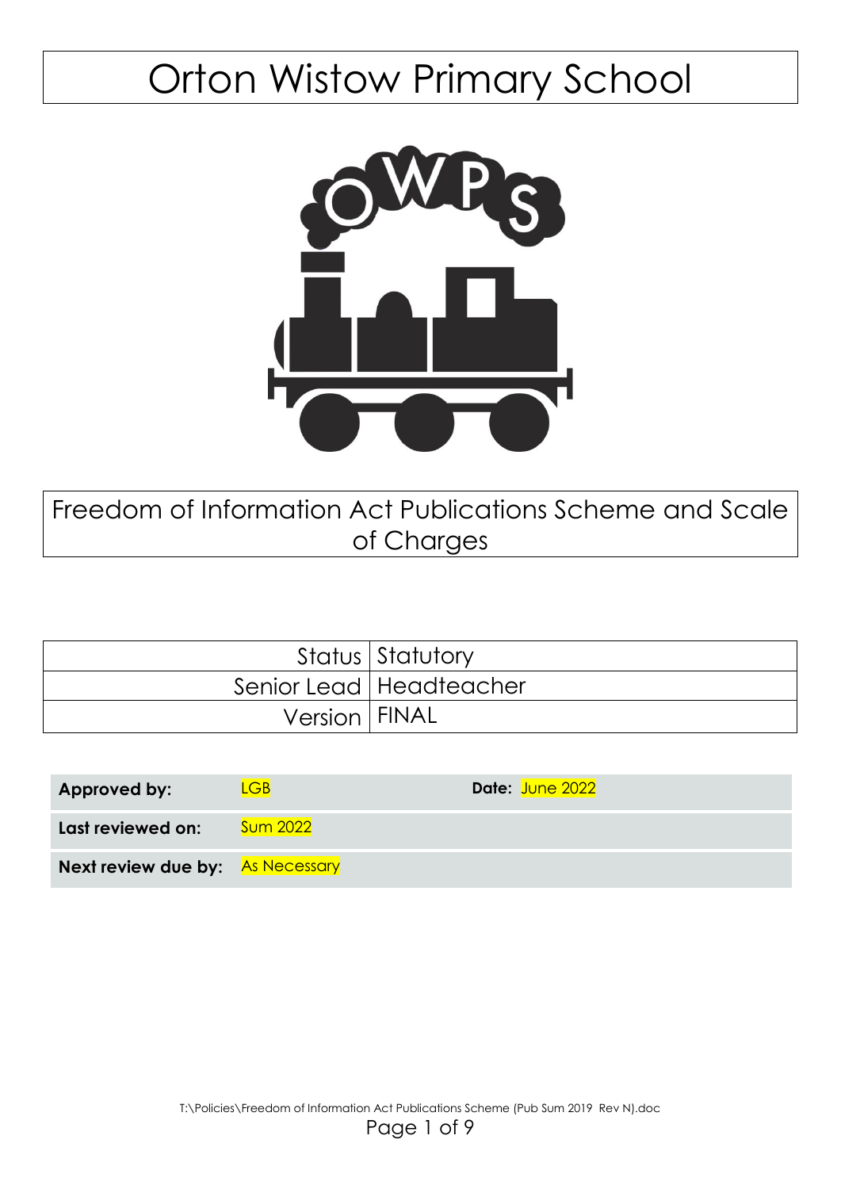# Orton Wistow Primary School

OWPS

## Freedom of Information Act Publications Scheme and Scale of Charges

| | |
|---|---|
| Status | Statutory |
| Senior Lead | Headteacher |
| Version | FINAL |

| | | |
|---|---|---|
| **Approved by:** | LGB | **Date:** June 2022 |
| **Last reviewed on:** | Sum 2022 | |
| **Next review due by:** | As Necessary | |

T:\Policies\Freedom of Information Act Publications Scheme (Pub Sum 2019 Rev N).doc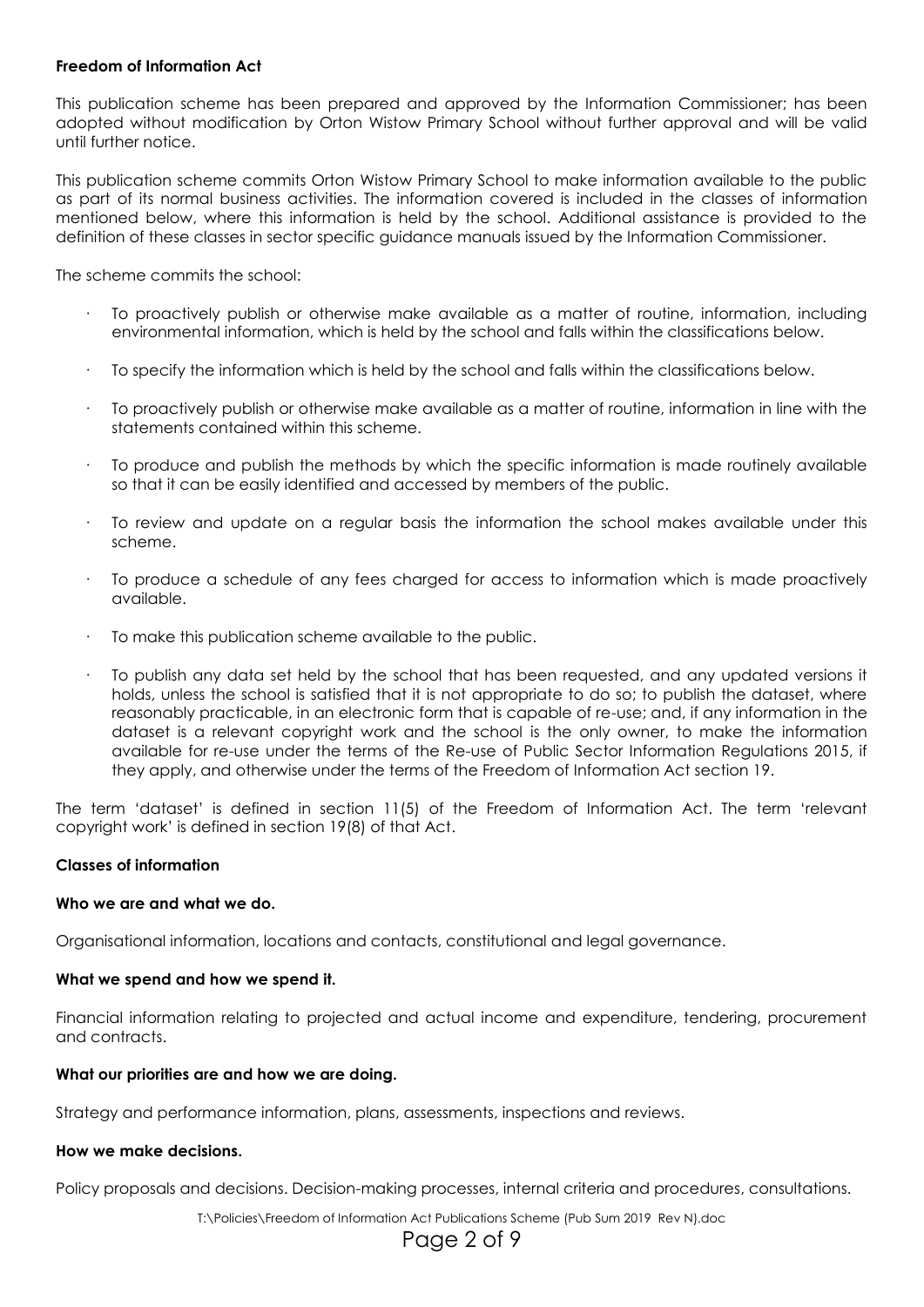**Freedom of Information Act**

This publication scheme has been prepared and approved by the Information Commissioner; has been adopted without modification by Orton Wistow Primary School without further approval and will be valid until further notice.

This publication scheme commits Orton Wistow Primary School to make information available to the public as part of its normal business activities. The information covered is included in the classes of information mentioned below, where this information is held by the school. Additional assistance is provided to the definition of these classes in sector specific guidance manuals issued by the Information Commissioner.

The scheme commits the school:

- To proactively publish or otherwise make available as a matter of routine, information, including environmental information, which is held by the school and falls within the classifications below.
- To specify the information which is held by the school and falls within the classifications below.
- To proactively publish or otherwise make available as a matter of routine, information in line with the statements contained within this scheme.
- To produce and publish the methods by which the specific information is made routinely available so that it can be easily identified and accessed by members of the public.
- To review and update on a regular basis the information the school makes available under this scheme.
- To produce a schedule of any fees charged for access to information which is made proactively available.
- To make this publication scheme available to the public.
- To publish any data set held by the school that has been requested, and any updated versions it holds, unless the school is satisfied that it is not appropriate to do so; to publish the dataset, where reasonably practicable, in an electronic form that is capable of re-use; and, if any information in the dataset is a relevant copyright work and the school is the only owner, to make the information available for re-use under the terms of the Re-use of Public Sector Information Regulations 2015, if they apply, and otherwise under the terms of the Freedom of Information Act section 19.

The term 'dataset' is defined in section 11(5) of the Freedom of Information Act. The term 'relevant copyright work' is defined in section 19(8) of that Act.

**Classes of information**

**Who we are and what we do.**

Organisational information, locations and contacts, constitutional and legal governance.

**What we spend and how we spend it.**

Financial information relating to projected and actual income and expenditure, tendering, procurement and contracts.

**What our priorities are and how we are doing.**

Strategy and performance information, plans, assessments, inspections and reviews.

**How we make decisions.**

Policy proposals and decisions. Decision-making processes, internal criteria and procedures, consultations.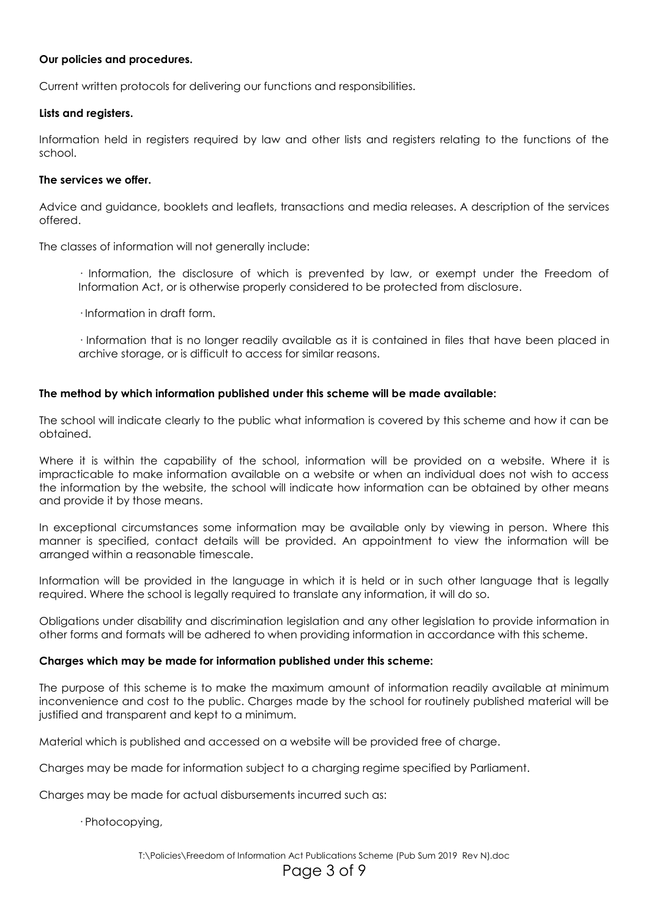**Our policies and procedures.**

Current written protocols for delivering our functions and responsibilities.

**Lists and registers.**

Information held in registers required by law and other lists and registers relating to the functions of the school.

**The services we offer.**

Advice and guidance, booklets and leaflets, transactions and media releases. A description of the services offered.

The classes of information will not generally include:

- Information, the disclosure of which is prevented by law, or exempt under the Freedom of Information Act, or is otherwise properly considered to be protected from disclosure.
- Information in draft form.
- Information that is no longer readily available as it is contained in files that have been placed in archive storage, or is difficult to access for similar reasons.

**The method by which information published under this scheme will be made available:**

The school will indicate clearly to the public what information is covered by this scheme and how it can be obtained.

Where it is within the capability of the school, information will be provided on a website. Where it is impracticable to make information available on a website or when an individual does not wish to access the information by the website, the school will indicate how information can be obtained by other means and provide it by those means.

In exceptional circumstances some information may be available only by viewing in person. Where this manner is specified, contact details will be provided. An appointment to view the information will be arranged within a reasonable timescale.

Information will be provided in the language in which it is held or in such other language that is legally required. Where the school is legally required to translate any information, it will do so.

Obligations under disability and discrimination legislation and any other legislation to provide information in other forms and formats will be adhered to when providing information in accordance with this scheme.

**Charges which may be made for information published under this scheme:**

The purpose of this scheme is to make the maximum amount of information readily available at minimum inconvenience and cost to the public. Charges made by the school for routinely published material will be justified and transparent and kept to a minimum.

Material which is published and accessed on a website will be provided free of charge.

Charges may be made for information subject to a charging regime specified by Parliament.

Charges may be made for actual disbursements incurred such as:

- Photocopying,

T:\Policies\Freedom of Information Act Publications Scheme (Pub Sum 2019 Rev N).doc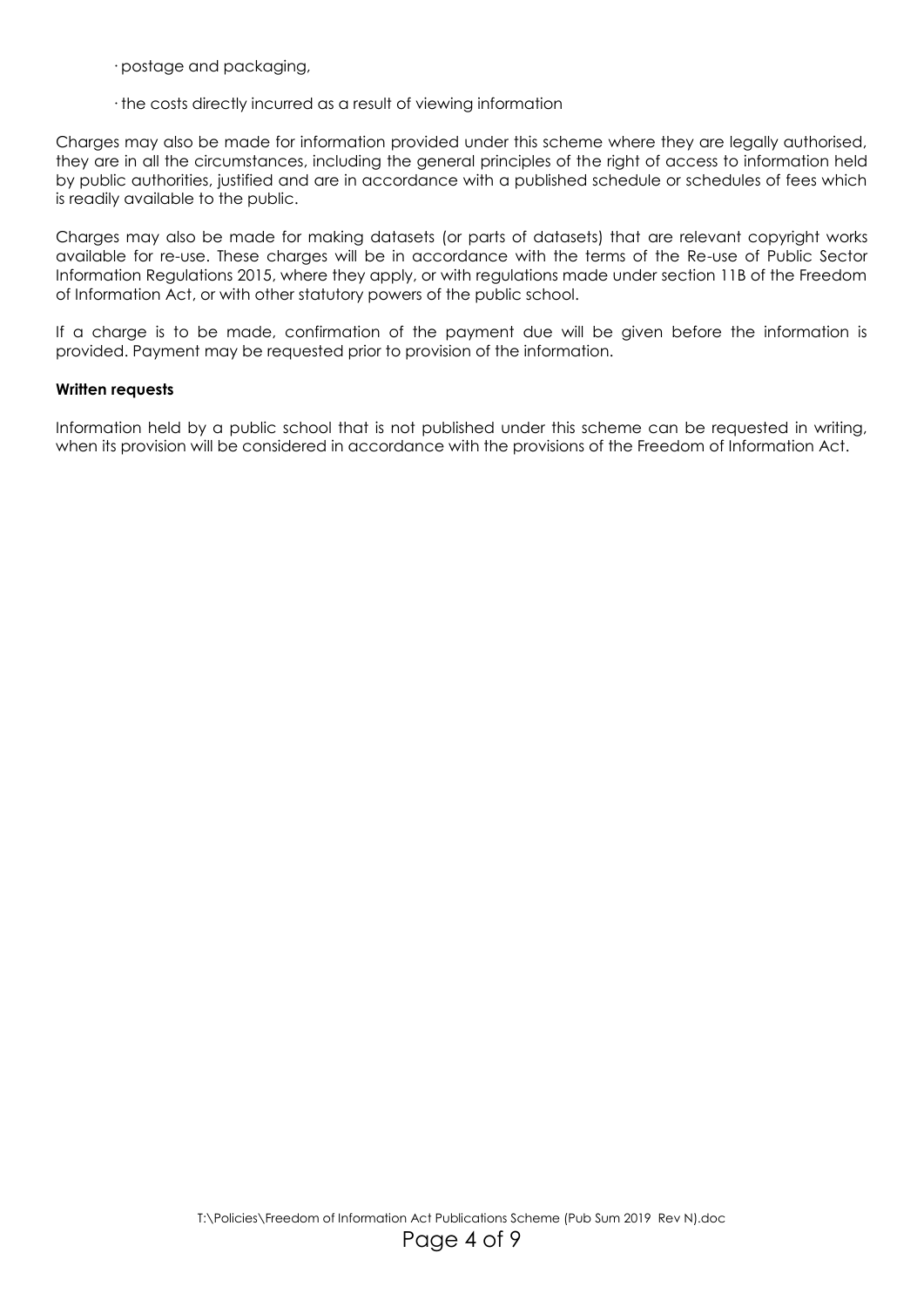· postage and packaging,

· the costs directly incurred as a result of viewing information

Charges may also be made for information provided under this scheme where they are legally authorised, they are in all the circumstances, including the general principles of the right of access to information held by public authorities, justified and are in accordance with a published schedule or schedules of fees which is readily available to the public.

Charges may also be made for making datasets (or parts of datasets) that are relevant copyright works available for re-use. These charges will be in accordance with the terms of the Re-use of Public Sector Information Regulations 2015, where they apply, or with regulations made under section 11B of the Freedom of Information Act, or with other statutory powers of the public school.

If a charge is to be made, confirmation of the payment due will be given before the information is provided. Payment may be requested prior to provision of the information.

**Written requests**

Information held by a public school that is not published under this scheme can be requested in writing, when its provision will be considered in accordance with the provisions of the Freedom of Information Act.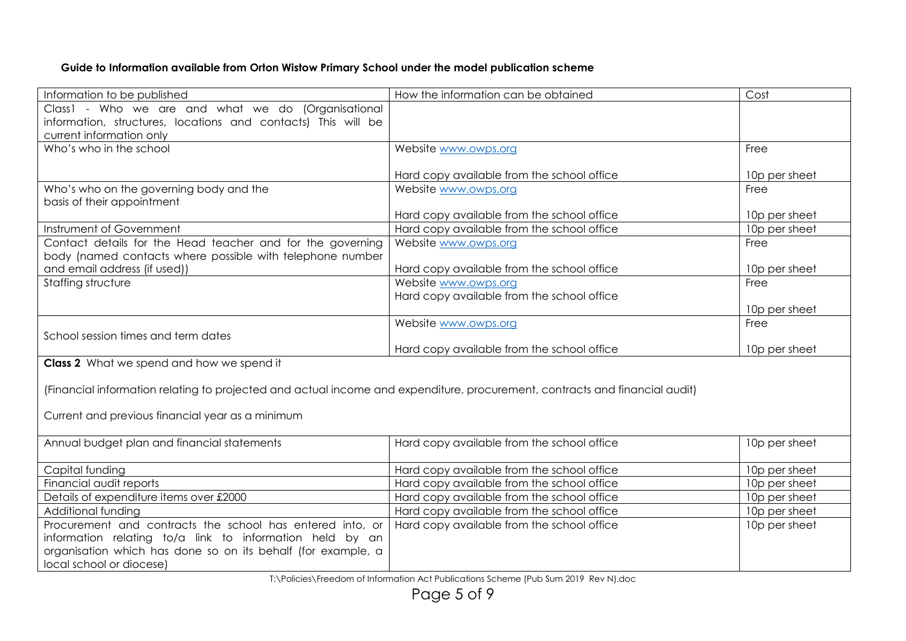**Guide to Information available from Orton Wistow Primary School under the model publication scheme**

| Information to be published | How the information can be obtained | Cost |
|---|---|---|
| Class1 - Who we are and what we do (Organisational information, structures, locations and contacts) This will be current information only | | |
| Who's who in the school | Website www.owps.org<br><br>Hard copy available from the school office | Free<br><br>10p per sheet |
| Who's who on the governing body and the basis of their appointment | Website www.owps.org<br><br>Hard copy available from the school office | Free<br><br>10p per sheet |
| Instrument of Government | Hard copy available from the school office | 10p per sheet |
| Contact details for the Head teacher and for the governing body (named contacts where possible with telephone number and email address (if used)) | Website www.owps.org<br><br>Hard copy available from the school office | Free<br><br>10p per sheet |
| Staffing structure | Website www.owps.org<br>Hard copy available from the school office | Free<br><br>10p per sheet |
| School session times and term dates | Website www.owps.org<br><br>Hard copy available from the school office | Free<br><br>10p per sheet |
| **Class 2** What we spend and how we spend it<br><br>(Financial information relating to projected and actual income and expenditure, procurement, contracts and financial audit)<br><br>Current and previous financial year as a minimum | | |
| Annual budget plan and financial statements | Hard copy available from the school office | 10p per sheet |
| Capital funding | Hard copy available from the school office | 10p per sheet |
| Financial audit reports | Hard copy available from the school office | 10p per sheet |
| Details of expenditure items over £2000 | Hard copy available from the school office | 10p per sheet |
| Additional funding | Hard copy available from the school office | 10p per sheet |
| Procurement and contracts the school has entered into, or information relating to/a link to information held by an organisation which has done so on its behalf (for example, a local school or diocese) | Hard copy available from the school office | 10p per sheet |

T:\Policies\Freedom of Information Act Publications Scheme (Pub Sum 2019 Rev N).doc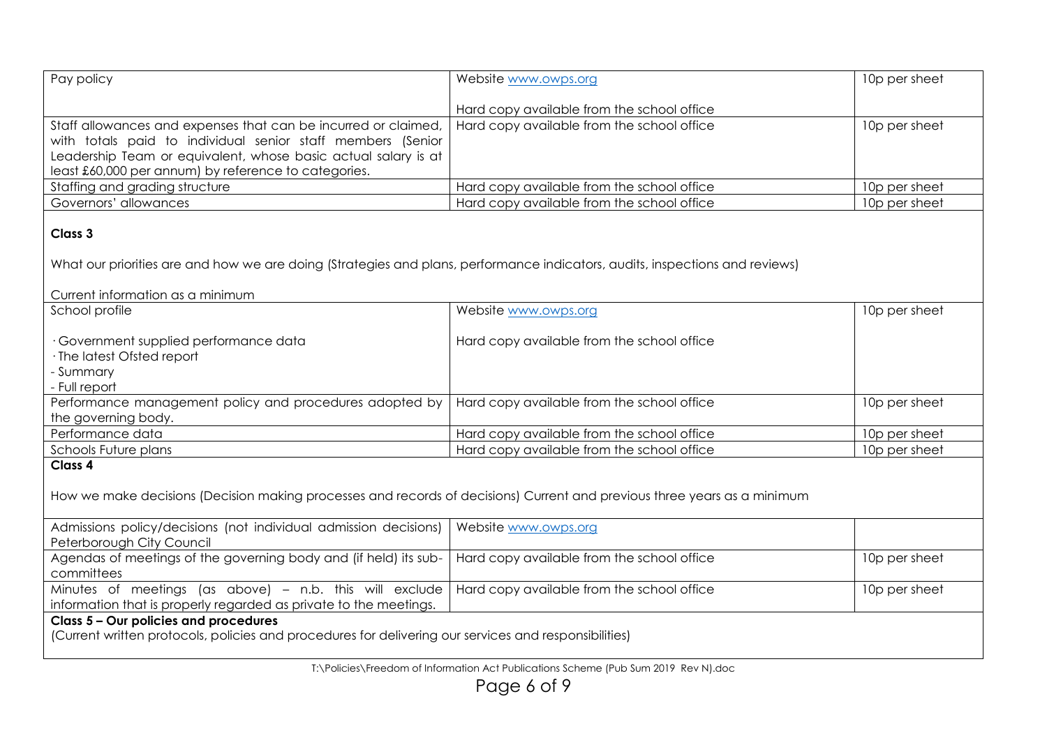| | | |
|---|---|---|
| Pay policy | Website www.owps.org<br><br>Hard copy available from the school office | 10p per sheet |
| Staff allowances and expenses that can be incurred or claimed, with totals paid to individual senior staff members (Senior Leadership Team or equivalent, whose basic actual salary is at least £60,000 per annum) by reference to categories. | Hard copy available from the school office | 10p per sheet |
| Staffing and grading structure | Hard copy available from the school office | 10p per sheet |
| Governors' allowances | Hard copy available from the school office | 10p per sheet |
| **Class 3**<br><br>What our priorities are and how we are doing (Strategies and plans, performance indicators, audits, inspections and reviews)<br><br>Current information as a minimum | | |
| School profile<br><br>· Government supplied performance data<br>· The latest Ofsted report<br>- Summary<br>- Full report | Website www.owps.org<br><br>Hard copy available from the school office | 10p per sheet |
| Performance management policy and procedures adopted by the governing body. | Hard copy available from the school office | 10p per sheet |
| Performance data | Hard copy available from the school office | 10p per sheet |
| Schools Future plans | Hard copy available from the school office | 10p per sheet |
| **Class 4**<br><br>How we make decisions (Decision making processes and records of decisions) Current and previous three years as a minimum | | |
| Admissions policy/decisions (not individual admission decisions) Peterborough City Council | Website www.owps.org | |
| Agendas of meetings of the governing body and (if held) its sub-committees | Hard copy available from the school office | 10p per sheet |
| Minutes of meetings (as above) – n.b. this will exclude information that is properly regarded as private to the meetings. | Hard copy available from the school office | 10p per sheet |
| **Class 5 – Our policies and procedures**<br>(Current written protocols, policies and procedures for delivering our services and responsibilities) | | |

T:\Policies\Freedom of Information Act Publications Scheme (Pub Sum 2019 Rev N).doc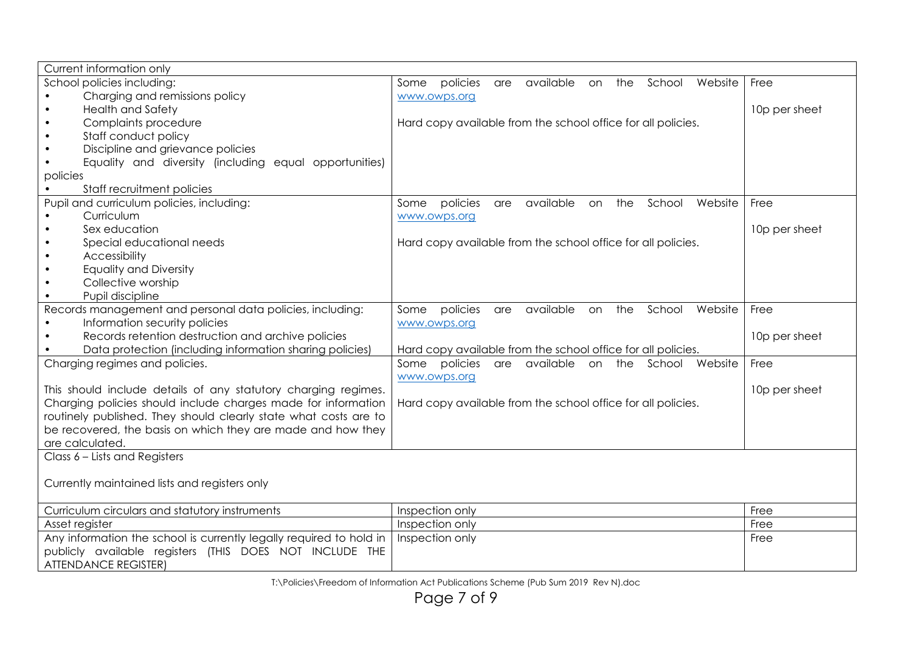| Current information only | | |
|---|---|---|
| School policies including:<br>• Charging and remissions policy<br>• Health and Safety<br>• Complaints procedure<br>• Staff conduct policy<br>• Discipline and grievance policies<br>• Equality and diversity (including equal opportunities) policies<br>• Staff recruitment policies | Some policies are available on the School Website www.owps.org<br><br>Hard copy available from the school office for all policies. | Free<br><br>10p per sheet |
| Pupil and curriculum policies, including:<br>• Curriculum<br>• Sex education<br>• Special educational needs<br>• Accessibility<br>• Equality and Diversity<br>• Collective worship<br>• Pupil discipline | Some policies are available on the School Website www.owps.org<br><br>Hard copy available from the school office for all policies. | Free<br><br>10p per sheet |
| Records management and personal data policies, including:<br>• Information security policies<br>• Records retention destruction and archive policies<br>• Data protection (including information sharing policies) | Some policies are available on the School Website www.owps.org<br><br>Hard copy available from the school office for all policies. | Free<br><br>10p per sheet |
| Charging regimes and policies.<br><br>This should include details of any statutory charging regimes. Charging policies should include charges made for information routinely published. They should clearly state what costs are to be recovered, the basis on which they are made and how they are calculated. | Some policies are available on the School Website www.owps.org<br><br>Hard copy available from the school office for all policies. | Free<br><br>10p per sheet |
| Class 6 – Lists and Registers<br><br>Currently maintained lists and registers only | | |
| Curriculum circulars and statutory instruments | Inspection only | Free |
| Asset register | Inspection only | Free |
| Any information the school is currently legally required to hold in publicly available registers (THIS DOES NOT INCLUDE THE ATTENDANCE REGISTER) | Inspection only | Free |

T:\Policies\Freedom of Information Act Publications Scheme (Pub Sum 2019 Rev N).doc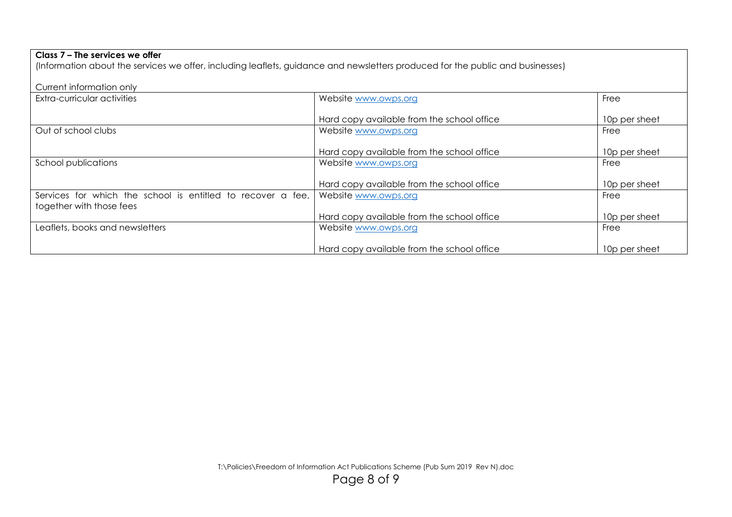| **Class 7 – The services we offer**<br>(Information about the services we offer, including leaflets, guidance and newsletters produced for the public and businesses)<br><br>Current information only | | |
|---|---|---|
| Extra-curricular activities | Website www.owps.org<br><br>Hard copy available from the school office | Free<br><br>10p per sheet |
| Out of school clubs | Website www.owps.org<br><br>Hard copy available from the school office | Free<br><br>10p per sheet |
| School publications | Website www.owps.org<br><br>Hard copy available from the school office | Free<br><br>10p per sheet |
| Services for which the school is entitled to recover a fee, together with those fees | Website www.owps.org<br><br>Hard copy available from the school office | Free<br><br>10p per sheet |
| Leaflets, books and newsletters | Website www.owps.org<br><br>Hard copy available from the school office | Free<br><br>10p per sheet |

T:\Policies\Freedom of Information Act Publications Scheme (Pub Sum 2019 Rev N).doc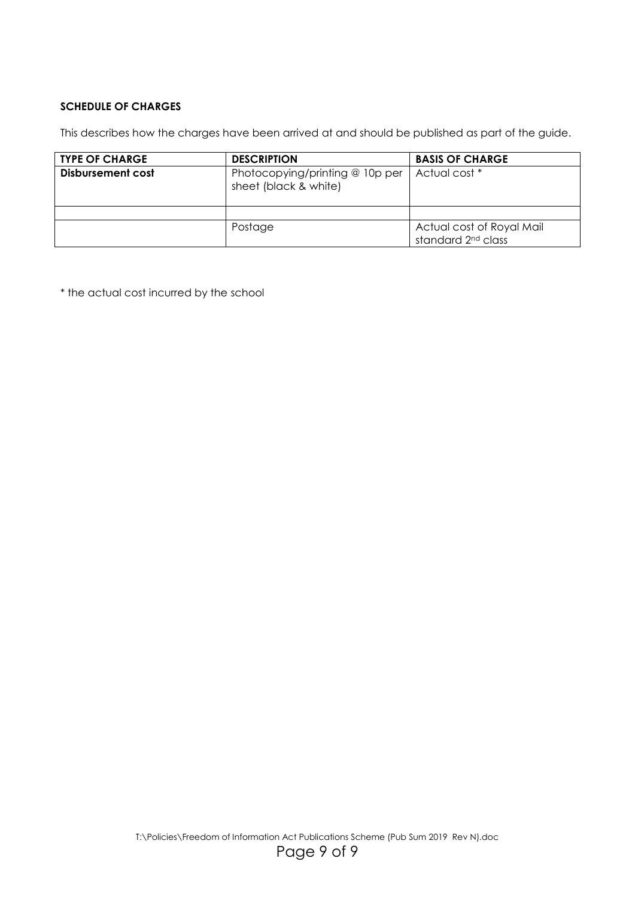**SCHEDULE OF CHARGES**

This describes how the charges have been arrived at and should be published as part of the guide.

| TYPE OF CHARGE | DESCRIPTION | BASIS OF CHARGE |
|---|---|---|
| **Disbursement cost** | Photocopying/printing @ 10p per sheet (black & white) | Actual cost * |
| | | |
| | Postage | Actual cost of Royal Mail standard 2nd class |

* the actual cost incurred by the school